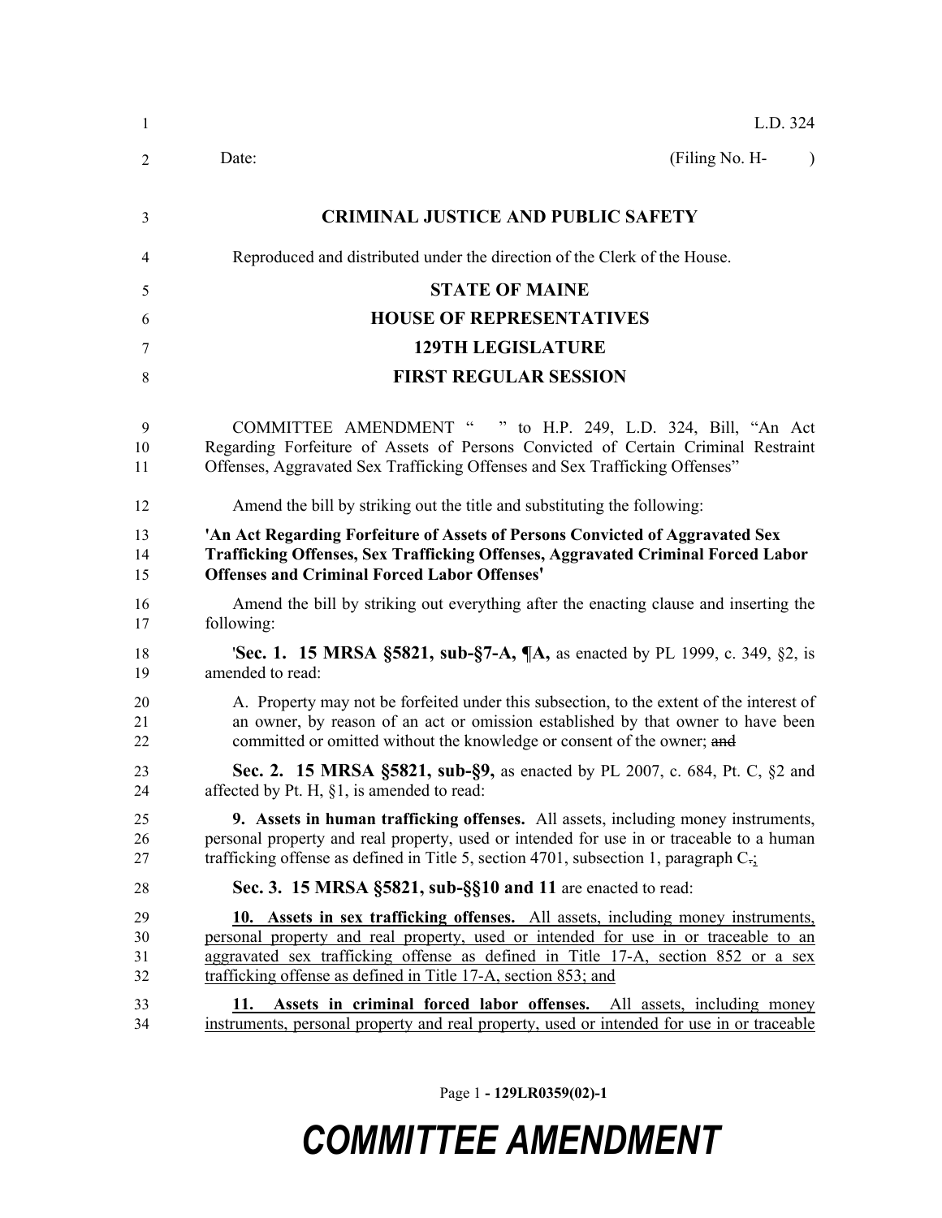L.D. 324

Date: (Filing No. H- )

**CRIMINAL JUSTICE AND PUBLIC SAFETY**

Reproduced and distributed under the direction of the Clerk of the House.

**STATE OF MAINE**

**HOUSE OF REPRESENTATIVES**

**129TH LEGISLATURE**

**FIRST REGULAR SESSION**

COMMITTEE AMENDMENT " " to H.P. 249, L.D. 324, Bill, "An Act Regarding Forfeiture of Assets of Persons Convicted of Certain Criminal Restraint Offenses, Aggravated Sex Trafficking Offenses and Sex Trafficking Offenses"

Amend the bill by striking out the title and substituting the following:

**'An Act Regarding Forfeiture of Assets of Persons Convicted of Aggravated Sex Trafficking Offenses, Sex Trafficking Offenses, Aggravated Criminal Forced Labor Offenses and Criminal Forced Labor Offenses'**

Amend the bill by striking out everything after the enacting clause and inserting the following:

'**Sec. 1. 15 MRSA §5821, sub-§7-A, ¶A,** as enacted by PL 1999, c. 349, §2, is amended to read:

A. Property may not be forfeited under this subsection, to the extent of the interest of an owner, by reason of an act or omission established by that owner to have been committed or omitted without the knowledge or consent of the owner; ~~and~~

**Sec. 2. 15 MRSA §5821, sub-§9,** as enacted by PL 2007, c. 684, Pt. C, §2 and affected by Pt. H, §1, is amended to read:

**9. Assets in human trafficking offenses.** All assets, including money instruments, personal property and real property, used or intended for use in or traceable to a human trafficking offense as defined in Title 5, section 4701, subsection 1, paragraph C~~.~~;

**Sec. 3. 15 MRSA §5821, sub-§§10 and 11** are enacted to read:

<u>**10. Assets in sex trafficking offenses.** All assets, including money instruments, personal property and real property, used or intended for use in or traceable to an aggravated sex trafficking offense as defined in Title 17-A, section 852 or a sex trafficking offense as defined in Title 17-A, section 853; and</u>

<u>**11. Assets in criminal forced labor offenses.** All assets, including money instruments, personal property and real property, used or intended for use in or traceable</u>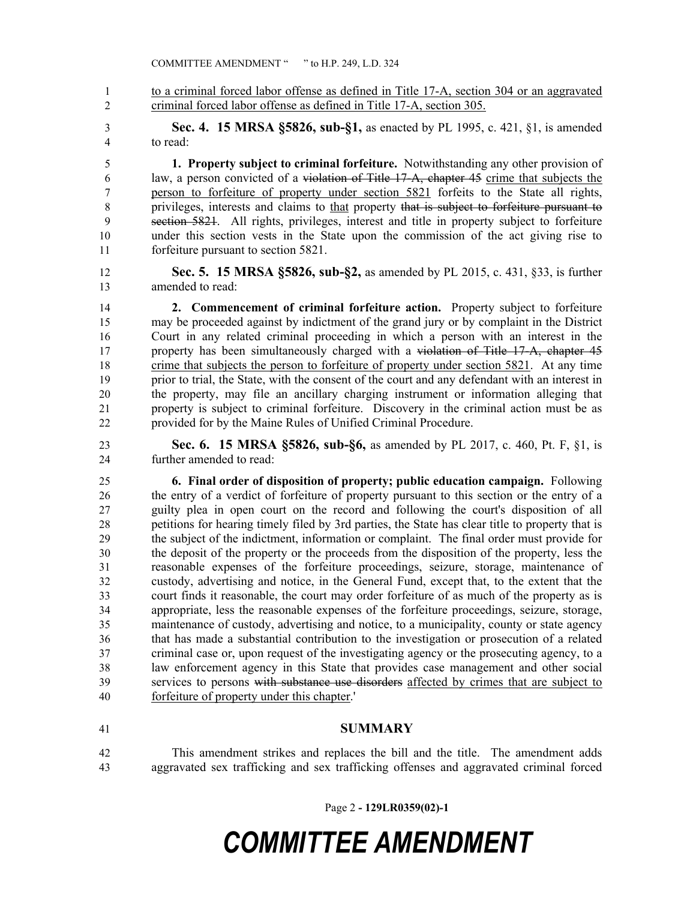to a criminal forced labor offense as defined in Title 17-A, section 304 or an aggravated criminal forced labor offense as defined in Title 17-A, section 305.

**Sec. 4. 15 MRSA §5826, sub-§1,** as enacted by PL 1995, c. 421, §1, is amended to read:

**1. Property subject to criminal forfeiture.** Notwithstanding any other provision of law, a person convicted of a ~~violation of Title 17-A, chapter 45~~ crime that subjects the person to forfeiture of property under section 5821 forfeits to the State all rights, privileges, interests and claims to that property ~~that is subject to forfeiture pursuant to section 5821~~. All rights, privileges, interest and title in property subject to forfeiture under this section vests in the State upon the commission of the act giving rise to forfeiture pursuant to section 5821.

**Sec. 5. 15 MRSA §5826, sub-§2,** as amended by PL 2015, c. 431, §33, is further amended to read:

**2. Commencement of criminal forfeiture action.** Property subject to forfeiture may be proceeded against by indictment of the grand jury or by complaint in the District Court in any related criminal proceeding in which a person with an interest in the property has been simultaneously charged with a ~~violation of Title 17-A, chapter 45~~ crime that subjects the person to forfeiture of property under section 5821. At any time prior to trial, the State, with the consent of the court and any defendant with an interest in the property, may file an ancillary charging instrument or information alleging that property is subject to criminal forfeiture. Discovery in the criminal action must be as provided for by the Maine Rules of Unified Criminal Procedure.

**Sec. 6. 15 MRSA §5826, sub-§6,** as amended by PL 2017, c. 460, Pt. F, §1, is further amended to read:

**6. Final order of disposition of property; public education campaign.** Following the entry of a verdict of forfeiture of property pursuant to this section or the entry of a guilty plea in open court on the record and following the court's disposition of all petitions for hearing timely filed by 3rd parties, the State has clear title to property that is the subject of the indictment, information or complaint. The final order must provide for the deposit of the property or the proceeds from the disposition of the property, less the reasonable expenses of the forfeiture proceedings, seizure, storage, maintenance of custody, advertising and notice, in the General Fund, except that, to the extent that the court finds it reasonable, the court may order forfeiture of as much of the property as is appropriate, less the reasonable expenses of the forfeiture proceedings, seizure, storage, maintenance of custody, advertising and notice, to a municipality, county or state agency that has made a substantial contribution to the investigation or prosecution of a related criminal case or, upon request of the investigating agency or the prosecuting agency, to a law enforcement agency in this State that provides case management and other social services to persons ~~with substance use disorders~~ affected by crimes that are subject to forfeiture of property under this chapter.'

## SUMMARY

This amendment strikes and replaces the bill and the title. The amendment adds aggravated sex trafficking and sex trafficking offenses and aggravated criminal forced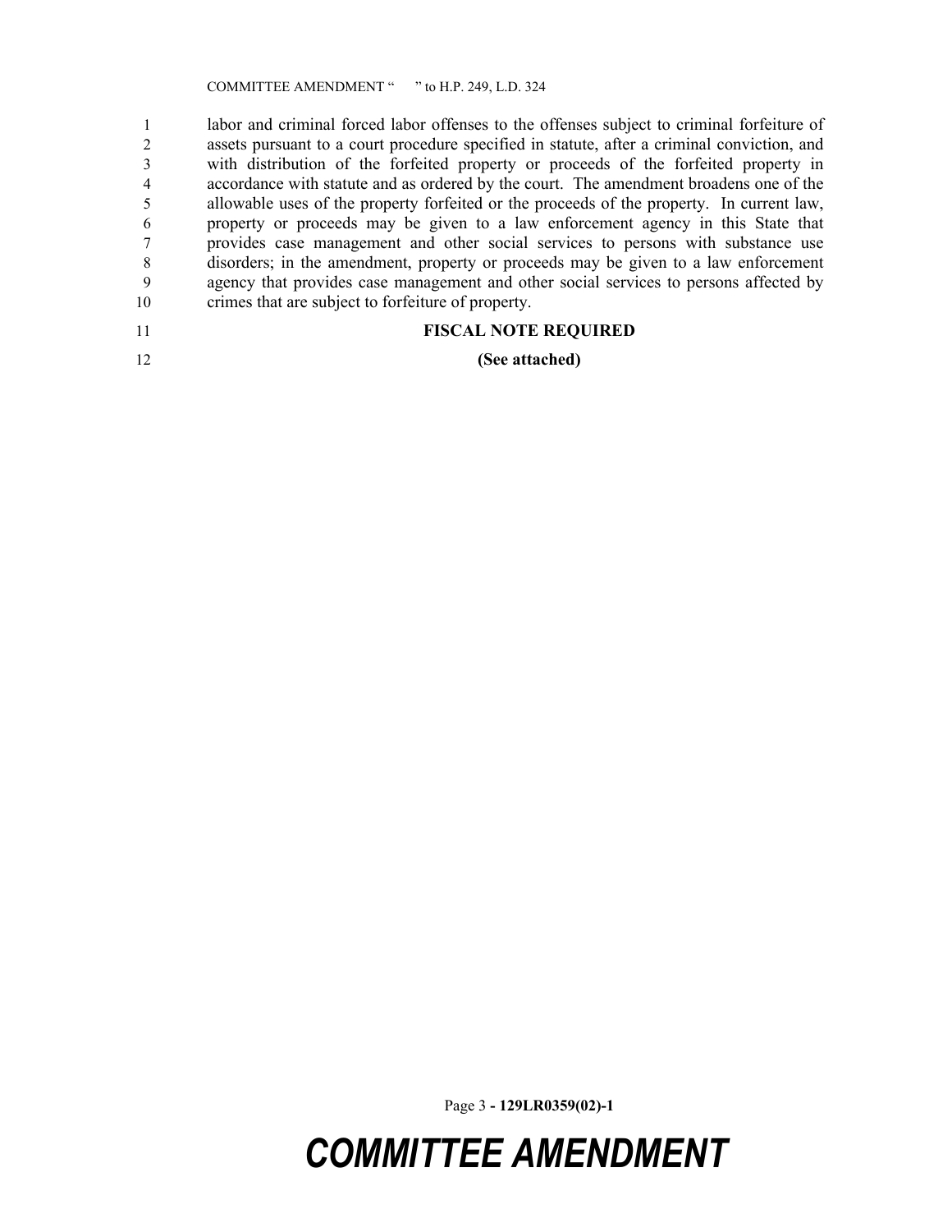labor and criminal forced labor offenses to the offenses subject to criminal forfeiture of assets pursuant to a court procedure specified in statute, after a criminal conviction, and with distribution of the forfeited property or proceeds of the forfeited property in accordance with statute and as ordered by the court. The amendment broadens one of the allowable uses of the property forfeited or the proceeds of the property. In current law, property or proceeds may be given to a law enforcement agency in this State that provides case management and other social services to persons with substance use disorders; in the amendment, property or proceeds may be given to a law enforcement agency that provides case management and other social services to persons affected by crimes that are subject to forfeiture of property.

**FISCAL NOTE REQUIRED**

**(See attached)**